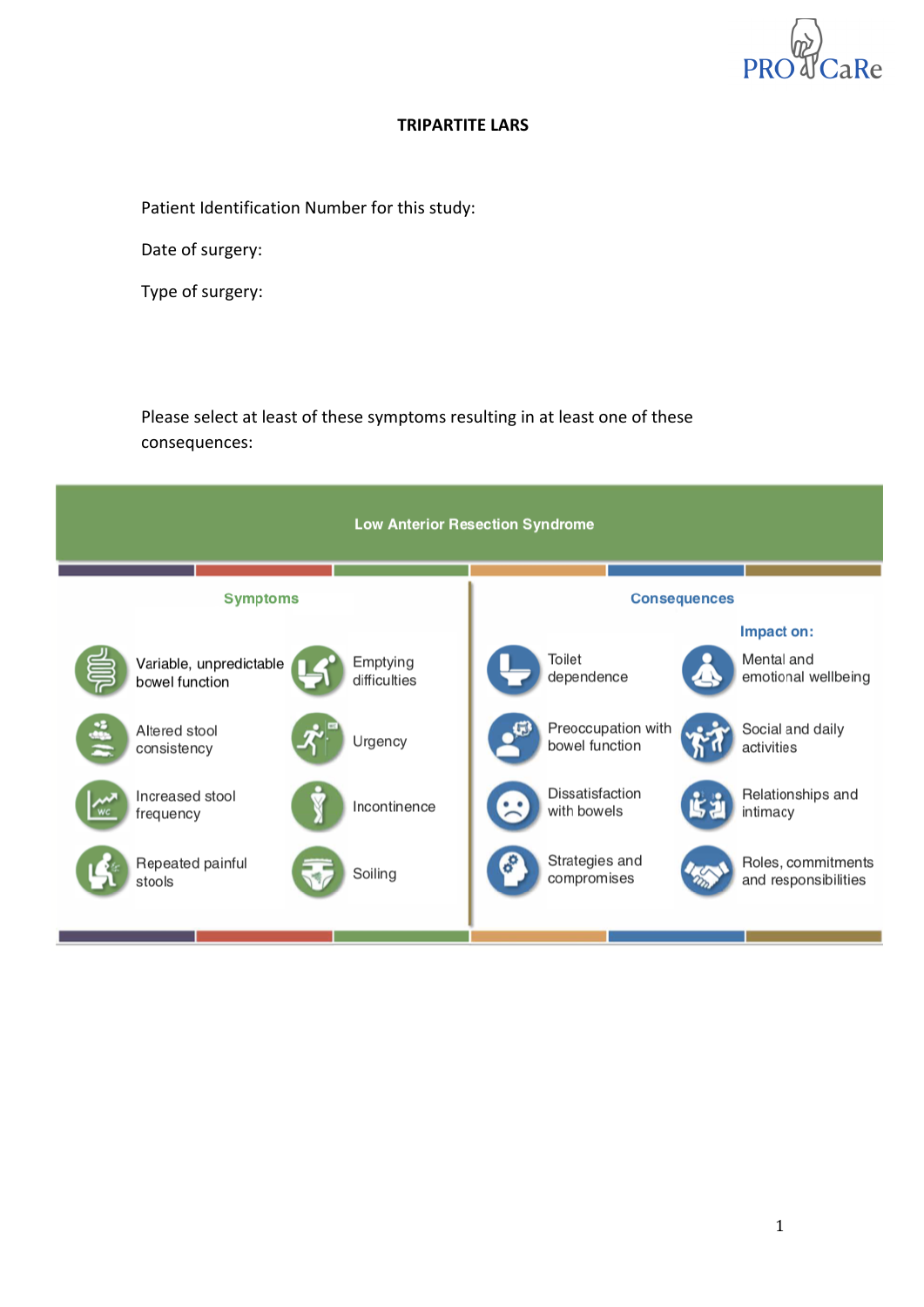# TRIPARTITE LARS

Patient Identification Number for this study:

Date of surgery:

Type of surgery:

Please select at least of these symptoms resulting in at least one of these consequences:

## Low Anterior Resection Syndrome

### Symptoms

- Variable, unpredictable bowel function
- Emptying difficulties
- Altered stool consistency
- Urgency
- Increased stool frequency
- Incontinence
- Repeated painful stools
- Soiling

### Consequences

- Toilet dependence
- Preoccupation with bowel function
- Dissatisfaction with bowels
- Strategies and compromises

**Impact on:**

- Mental and emotional wellbeing
- Social and daily activities
- Relationships and intimacy
- Roles, commitments and responsibilities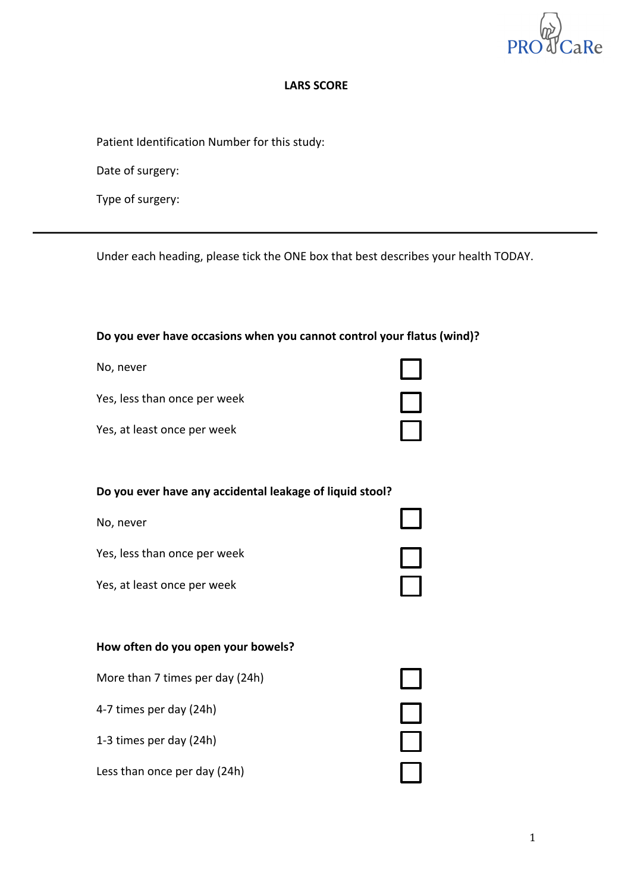PRO CaRe

# LARS SCORE

Patient Identification Number for this study:

Date of surgery:

Type of surgery:

---

Under each heading, please tick the ONE box that best describes your health TODAY.

**Do you ever have occasions when you cannot control your flatus (wind)?**

- No, never ☐
- Yes, less than once per week ☐
- Yes, at least once per week ☐

**Do you ever have any accidental leakage of liquid stool?**

- No, never ☐
- Yes, less than once per week ☐
- Yes, at least once per week ☐

**How often do you open your bowels?**

- More than 7 times per day (24h) ☐
- 4-7 times per day (24h) ☐
- 1-3 times per day (24h) ☐
- Less than once per day (24h) ☐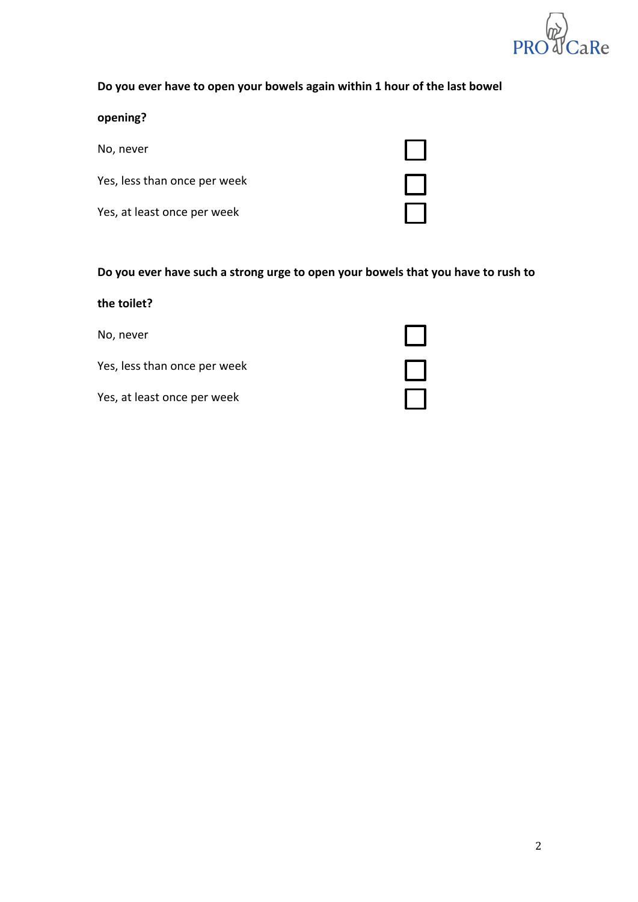**Do you ever have to open your bowels again within 1 hour of the last bowel opening?**

No, never ☐

Yes, less than once per week ☐

Yes, at least once per week ☐

**Do you ever have such a strong urge to open your bowels that you have to rush to the toilet?**

No, never ☐

Yes, less than once per week ☐

Yes, at least once per week ☐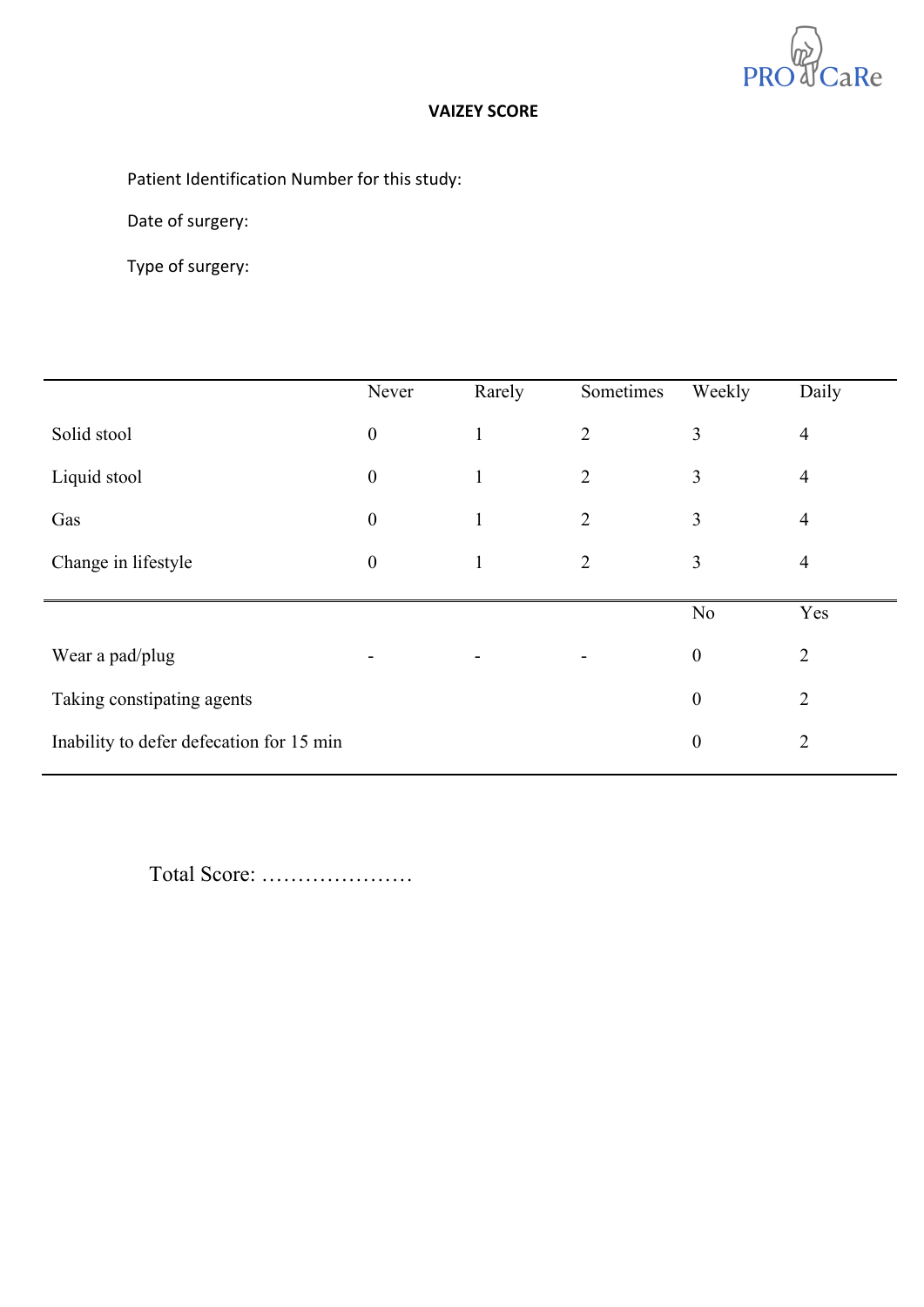# VAIZEY SCORE

Patient Identification Number for this study:

Date of surgery:

Type of surgery:

| | Never | Rarely | Sometimes | Weekly | Daily |
|---|---|---|---|---|---|
| Solid stool | 0 | 1 | 2 | 3 | 4 |
| Liquid stool | 0 | 1 | 2 | 3 | 4 |
| Gas | 0 | 1 | 2 | 3 | 4 |
| Change in lifestyle | 0 | 1 | 2 | 3 | 4 |
| | | | | No | Yes |
| Wear a pad/plug | - | - | - | 0 | 2 |
| Taking constipating agents | | | | 0 | 2 |
| Inability to defer defecation for 15 min | | | | 0 | 2 |

Total Score: …………………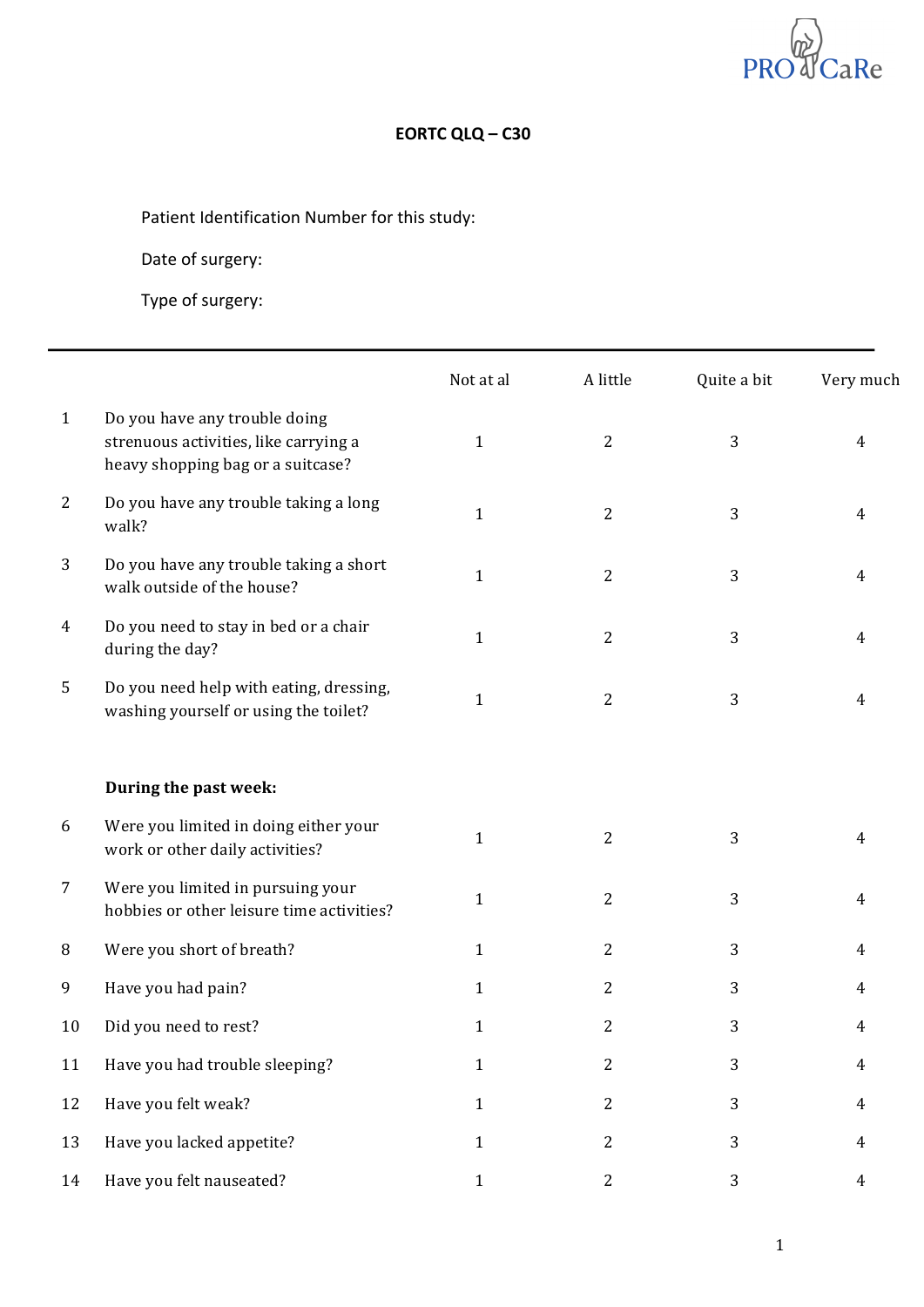PRO CaRe

# EORTC QLQ – C30

Patient Identification Number for this study:

Date of surgery:

Type of surgery:

| | | Not at al | A little | Quite a bit | Very much |
|---|---|---|---|---|---|
| 1 | Do you have any trouble doing strenuous activities, like carrying a heavy shopping bag or a suitcase? | 1 | 2 | 3 | 4 |
| 2 | Do you have any trouble taking a long walk? | 1 | 2 | 3 | 4 |
| 3 | Do you have any trouble taking a short walk outside of the house? | 1 | 2 | 3 | 4 |
| 4 | Do you need to stay in bed or a chair during the day? | 1 | 2 | 3 | 4 |
| 5 | Do you need help with eating, dressing, washing yourself or using the toilet? | 1 | 2 | 3 | 4 |
| | **During the past week:** | | | | |
| 6 | Were you limited in doing either your work or other daily activities? | 1 | 2 | 3 | 4 |
| 7 | Were you limited in pursuing your hobbies or other leisure time activities? | 1 | 2 | 3 | 4 |
| 8 | Were you short of breath? | 1 | 2 | 3 | 4 |
| 9 | Have you had pain? | 1 | 2 | 3 | 4 |
| 10 | Did you need to rest? | 1 | 2 | 3 | 4 |
| 11 | Have you had trouble sleeping? | 1 | 2 | 3 | 4 |
| 12 | Have you felt weak? | 1 | 2 | 3 | 4 |
| 13 | Have you lacked appetite? | 1 | 2 | 3 | 4 |
| 14 | Have you felt nauseated? | 1 | 2 | 3 | 4 |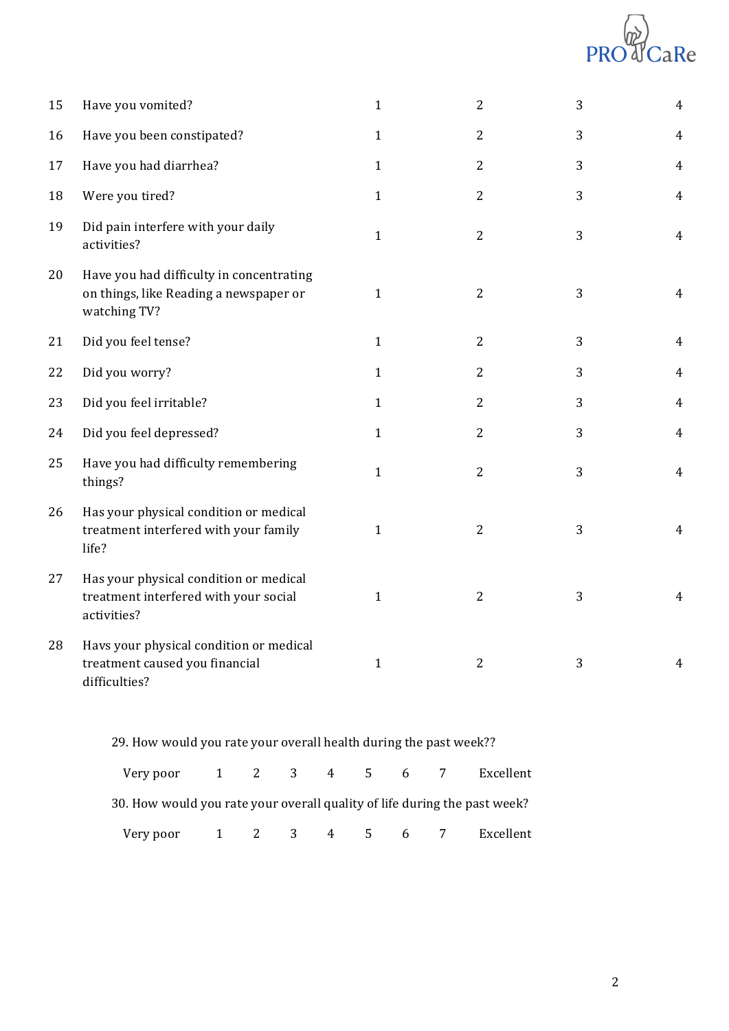| | | | | | |
|---|---|---|---|---|---|
| 15 | Have you vomited? | 1 | 2 | 3 | 4 |
| 16 | Have you been constipated? | 1 | 2 | 3 | 4 |
| 17 | Have you had diarrhea? | 1 | 2 | 3 | 4 |
| 18 | Were you tired? | 1 | 2 | 3 | 4 |
| 19 | Did pain interfere with your daily activities? | 1 | 2 | 3 | 4 |
| 20 | Have you had difficulty in concentrating on things, like Reading a newspaper or watching TV? | 1 | 2 | 3 | 4 |
| 21 | Did you feel tense? | 1 | 2 | 3 | 4 |
| 22 | Did you worry? | 1 | 2 | 3 | 4 |
| 23 | Did you feel irritable? | 1 | 2 | 3 | 4 |
| 24 | Did you feel depressed? | 1 | 2 | 3 | 4 |
| 25 | Have you had difficulty remembering things? | 1 | 2 | 3 | 4 |
| 26 | Has your physical condition or medical treatment interfered with your family life? | 1 | 2 | 3 | 4 |
| 27 | Has your physical condition or medical treatment interfered with your social activities? | 1 | 2 | 3 | 4 |
| 28 | Havs your physical condition or medical treatment caused you financial difficulties? | 1 | 2 | 3 | 4 |

29. How would you rate your overall health during the past week??

| | | | | | | | |
|---|---|---|---|---|---|---|---|
| Very poor | 1 | 2 | 3 | 4 | 5 | 6 | 7 | Excellent |

30. How would you rate your overall quality of life during the past week?

| | | | | | | | |
|---|---|---|---|---|---|---|---|
| Very poor | 1 | 2 | 3 | 4 | 5 | 6 | 7 | Excellent |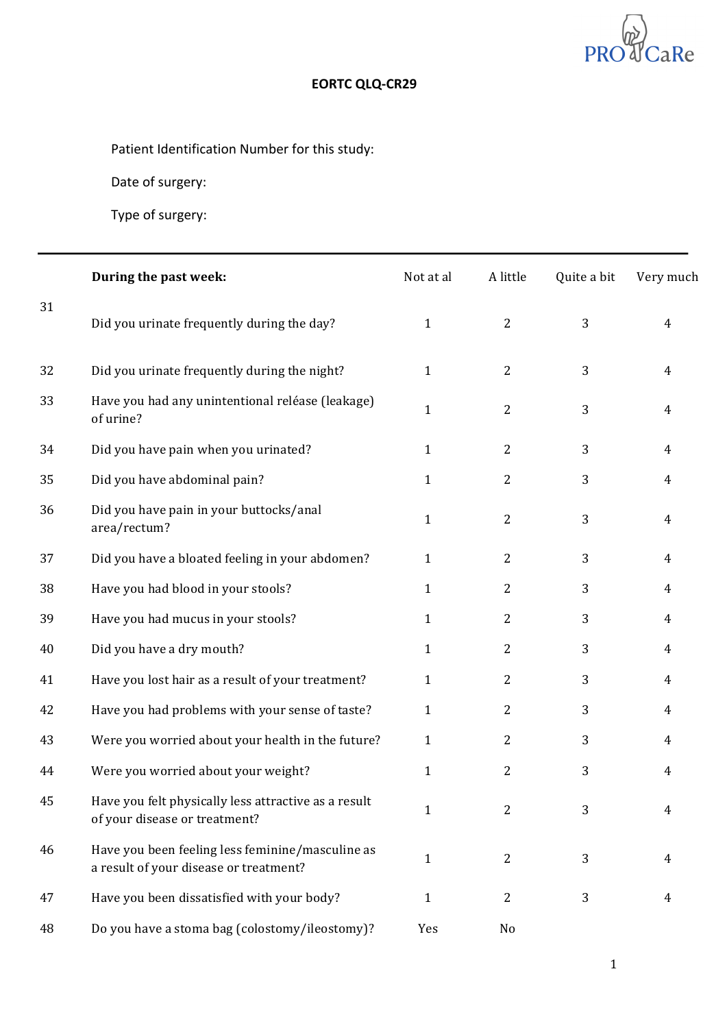PRO CaRe

# EORTC QLQ-CR29

Patient Identification Number for this study:

Date of surgery:

Type of surgery:

| | **During the past week:** | Not at al | A little | Quite a bit | Very much |
|---|---|---|---|---|---|
| 31 | Did you urinate frequently during the day? | 1 | 2 | 3 | 4 |
| 32 | Did you urinate frequently during the night? | 1 | 2 | 3 | 4 |
| 33 | Have you had any unintentional reléase (leakage) of urine? | 1 | 2 | 3 | 4 |
| 34 | Did you have pain when you urinated? | 1 | 2 | 3 | 4 |
| 35 | Did you have abdominal pain? | 1 | 2 | 3 | 4 |
| 36 | Did you have pain in your buttocks/anal area/rectum? | 1 | 2 | 3 | 4 |
| 37 | Did you have a bloated feeling in your abdomen? | 1 | 2 | 3 | 4 |
| 38 | Have you had blood in your stools? | 1 | 2 | 3 | 4 |
| 39 | Have you had mucus in your stools? | 1 | 2 | 3 | 4 |
| 40 | Did you have a dry mouth? | 1 | 2 | 3 | 4 |
| 41 | Have you lost hair as a result of your treatment? | 1 | 2 | 3 | 4 |
| 42 | Have you had problems with your sense of taste? | 1 | 2 | 3 | 4 |
| 43 | Were you worried about your health in the future? | 1 | 2 | 3 | 4 |
| 44 | Were you worried about your weight? | 1 | 2 | 3 | 4 |
| 45 | Have you felt physically less attractive as a result of your disease or treatment? | 1 | 2 | 3 | 4 |
| 46 | Have you been feeling less feminine/masculine as a result of your disease or treatment? | 1 | 2 | 3 | 4 |
| 47 | Have you been dissatisfied with your body? | 1 | 2 | 3 | 4 |
| 48 | Do you have a stoma bag (colostomy/ileostomy)? | Yes | No | | |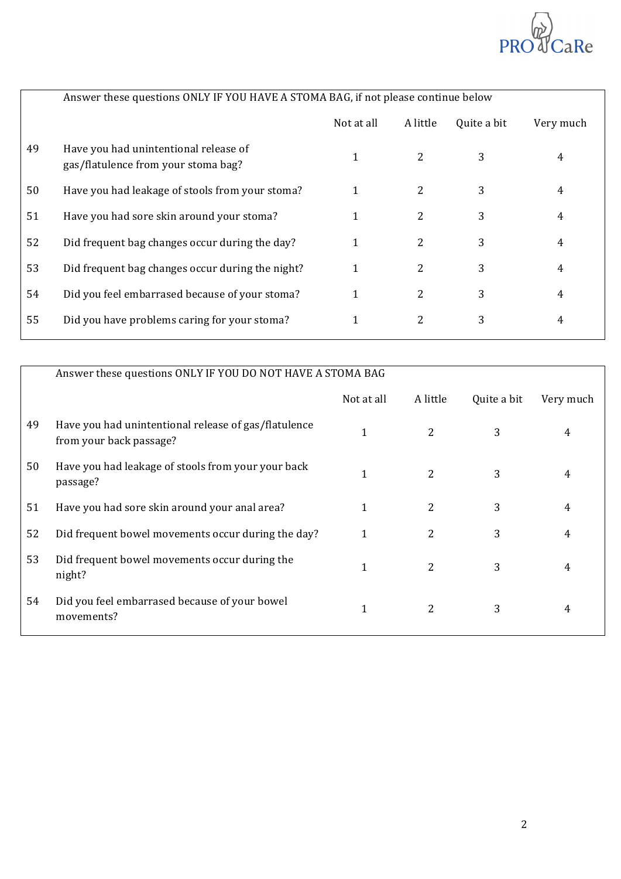| | Answer these questions ONLY IF YOU HAVE A STOMA BAG, if not please continue below | | | | |
|---|---|---|---|---|---|
| | | Not at all | A little | Quite a bit | Very much |
| 49 | Have you had unintentional release of gas/flatulence from your stoma bag? | 1 | 2 | 3 | 4 |
| 50 | Have you had leakage of stools from your stoma? | 1 | 2 | 3 | 4 |
| 51 | Have you had sore skin around your stoma? | 1 | 2 | 3 | 4 |
| 52 | Did frequent bag changes occur during the day? | 1 | 2 | 3 | 4 |
| 53 | Did frequent bag changes occur during the night? | 1 | 2 | 3 | 4 |
| 54 | Did you feel embarrased because of your stoma? | 1 | 2 | 3 | 4 |
| 55 | Did you have problems caring for your stoma? | 1 | 2 | 3 | 4 |

| | Answer these questions ONLY IF YOU DO NOT HAVE A STOMA BAG | | | | |
|---|---|---|---|---|---|
| | | Not at all | A little | Quite a bit | Very much |
| 49 | Have you had unintentional release of gas/flatulence from your back passage? | 1 | 2 | 3 | 4 |
| 50 | Have you had leakage of stools from your your back passage? | 1 | 2 | 3 | 4 |
| 51 | Have you had sore skin around your anal area? | 1 | 2 | 3 | 4 |
| 52 | Did frequent bowel movements occur during the day? | 1 | 2 | 3 | 4 |
| 53 | Did frequent bowel movements occur during the night? | 1 | 2 | 3 | 4 |
| 54 | Did you feel embarrased because of your bowel movements? | 1 | 2 | 3 | 4 |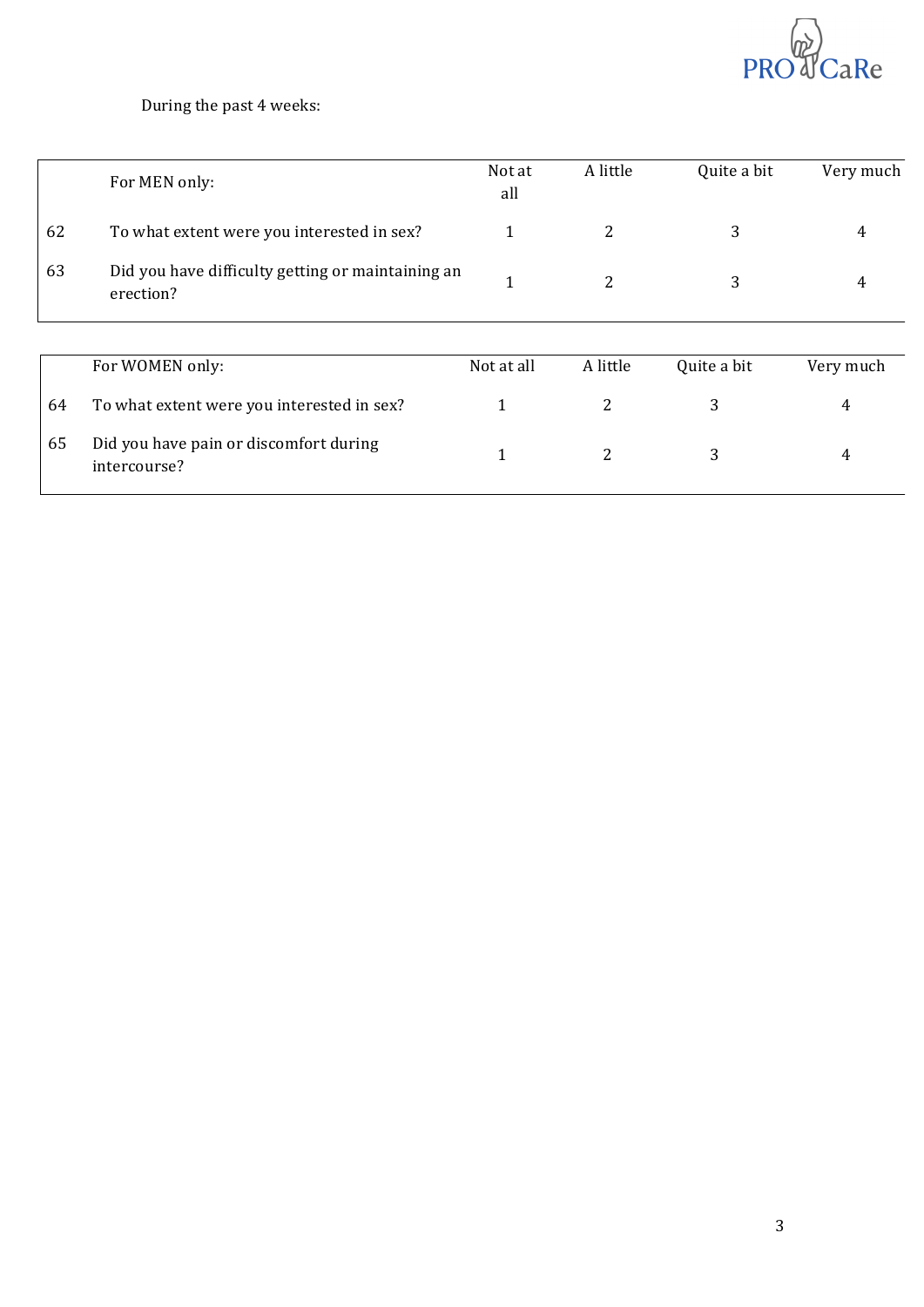During the past 4 weeks:

| | For MEN only: | Not at all | A little | Quite a bit | Very much |
|---|---|---|---|---|---|
| 62 | To what extent were you interested in sex? | 1 | 2 | 3 | 4 |
| 63 | Did you have difficulty getting or maintaining an erection? | 1 | 2 | 3 | 4 |

| | For WOMEN only: | Not at all | A little | Quite a bit | Very much |
|---|---|---|---|---|---|
| 64 | To what extent were you interested in sex? | 1 | 2 | 3 | 4 |
| 65 | Did you have pain or discomfort during intercourse? | 1 | 2 | 3 | 4 |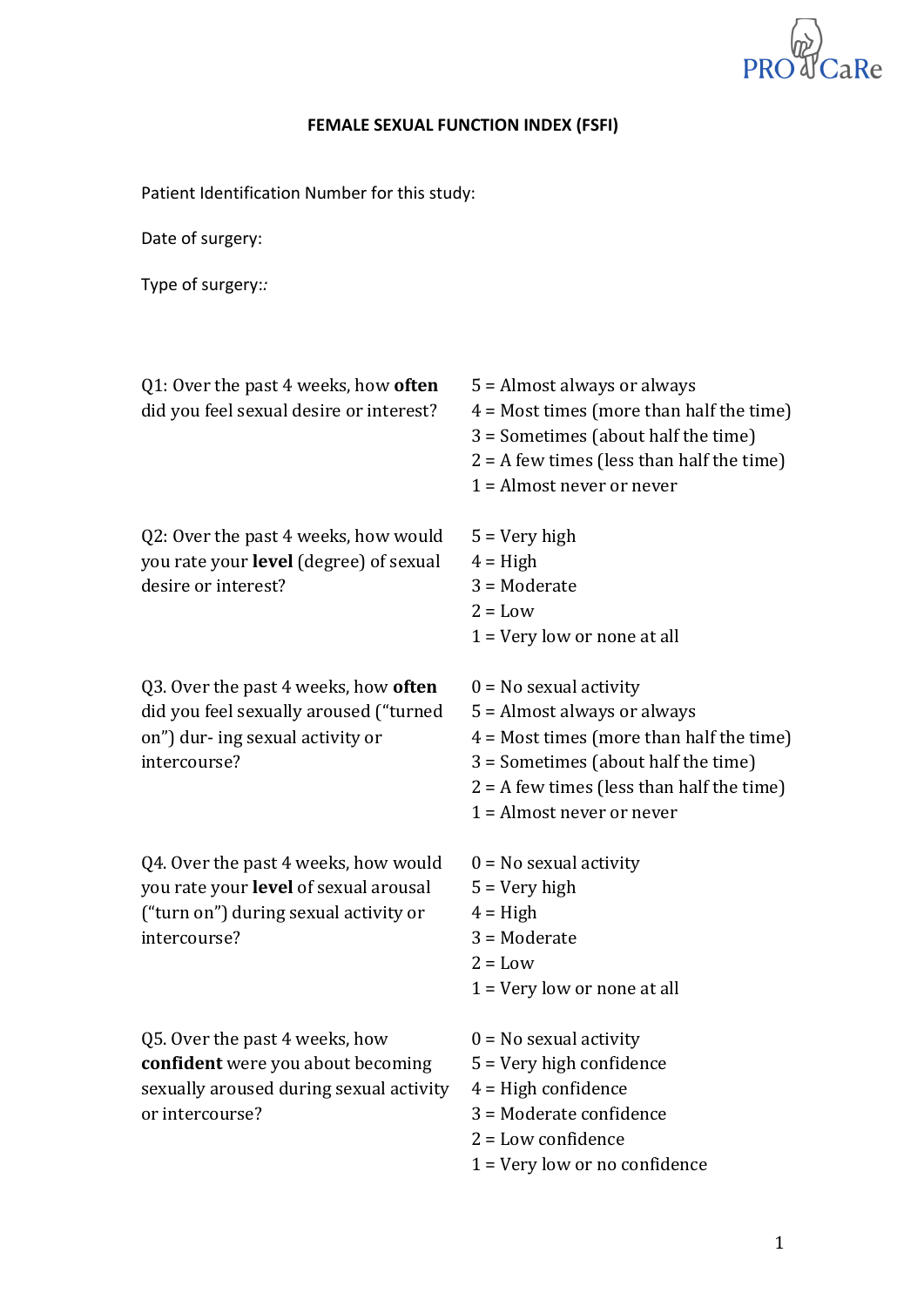**FEMALE SEXUAL FUNCTION INDEX (FSFI)**

Patient Identification Number for this study:

Date of surgery:

Type of surgery::

Q1: Over the past 4 weeks, how **often** did you feel sexual desire or interest?

5 = Almost always or always
4 = Most times (more than half the time)
3 = Sometimes (about half the time)
2 = A few times (less than half the time)
1 = Almost never or never

Q2: Over the past 4 weeks, how would you rate your **level** (degree) of sexual desire or interest?

5 = Very high
4 = High
3 = Moderate
2 = Low
1 = Very low or none at all

Q3. Over the past 4 weeks, how **often** did you feel sexually aroused ("turned on") dur- ing sexual activity or intercourse?

0 = No sexual activity
5 = Almost always or always
4 = Most times (more than half the time)
3 = Sometimes (about half the time)
2 = A few times (less than half the time)
1 = Almost never or never

Q4. Over the past 4 weeks, how would you rate your **level** of sexual arousal ("turn on") during sexual activity or intercourse?

0 = No sexual activity
5 = Very high
4 = High
3 = Moderate
2 = Low
1 = Very low or none at all

Q5. Over the past 4 weeks, how **confident** were you about becoming sexually aroused during sexual activity or intercourse?

0 = No sexual activity
5 = Very high confidence
4 = High confidence
3 = Moderate confidence
2 = Low confidence
1 = Very low or no confidence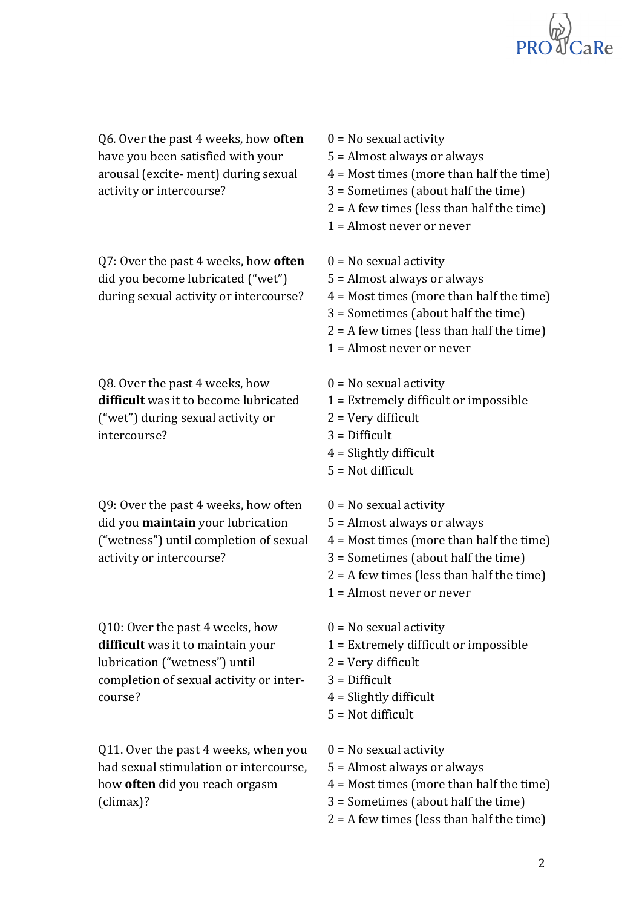Q6. Over the past 4 weeks, how **often** have you been satisfied with your arousal (excite- ment) during sexual activity or intercourse?

0 = No sexual activity
5 = Almost always or always
4 = Most times (more than half the time)
3 = Sometimes (about half the time)
2 = A few times (less than half the time)
1 = Almost never or never

Q7: Over the past 4 weeks, how **often** did you become lubricated ("wet") during sexual activity or intercourse?

0 = No sexual activity
5 = Almost always or always
4 = Most times (more than half the time)
3 = Sometimes (about half the time)
2 = A few times (less than half the time)
1 = Almost never or never

Q8. Over the past 4 weeks, how **difficult** was it to become lubricated ("wet") during sexual activity or intercourse?

0 = No sexual activity
1 = Extremely difficult or impossible
2 = Very difficult
3 = Difficult
4 = Slightly difficult
5 = Not difficult

Q9: Over the past 4 weeks, how often did you **maintain** your lubrication ("wetness") until completion of sexual activity or intercourse?

0 = No sexual activity
5 = Almost always or always
4 = Most times (more than half the time)
3 = Sometimes (about half the time)
2 = A few times (less than half the time)
1 = Almost never or never

Q10: Over the past 4 weeks, how **difficult** was it to maintain your lubrication ("wetness") until completion of sexual activity or inter- course?

0 = No sexual activity
1 = Extremely difficult or impossible
2 = Very difficult
3 = Difficult
4 = Slightly difficult
5 = Not difficult

Q11. Over the past 4 weeks, when you had sexual stimulation or intercourse, how **often** did you reach orgasm (climax)?

0 = No sexual activity
5 = Almost always or always
4 = Most times (more than half the time)
3 = Sometimes (about half the time)
2 = A few times (less than half the time)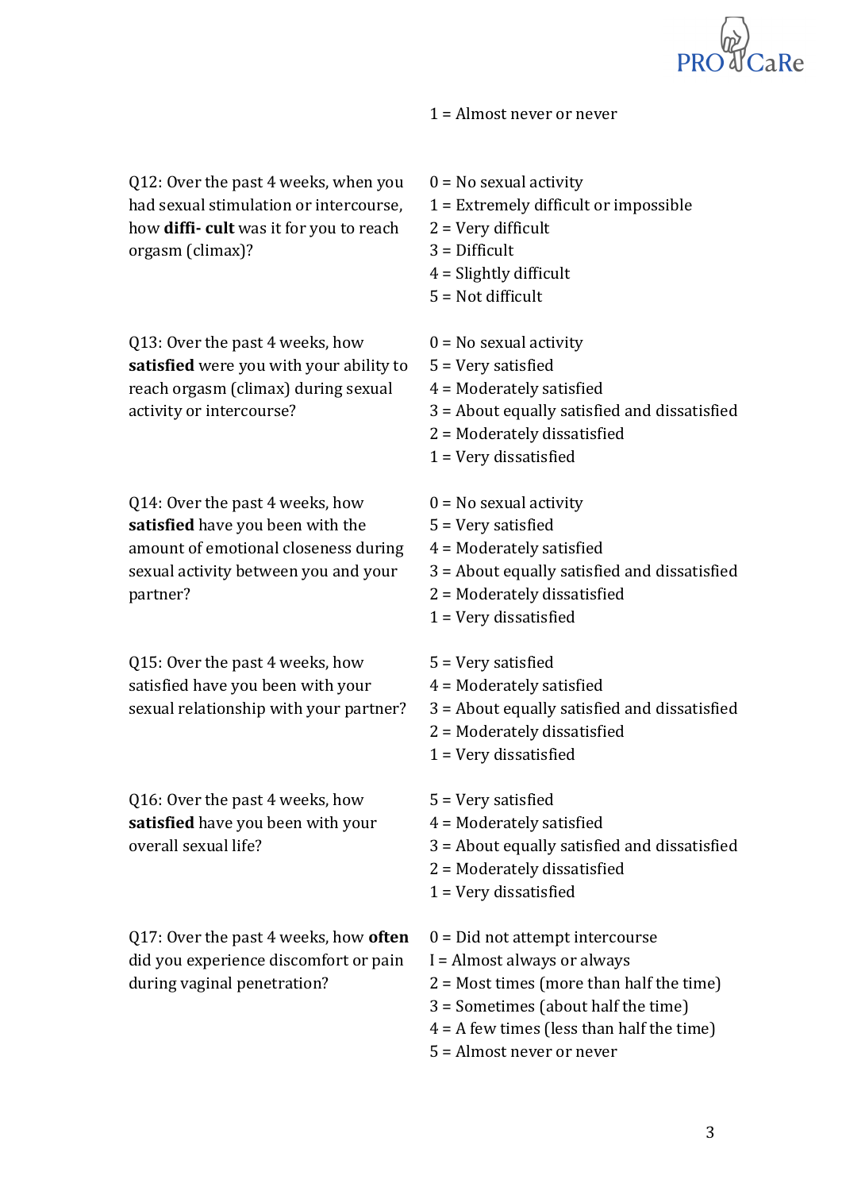1 = Almost never or never

| | |
|---|---|
| Q12: Over the past 4 weeks, when you had sexual stimulation or intercourse, how **diffi- cult** was it for you to reach orgasm (climax)? | 0 = No sexual activity<br>1 = Extremely difficult or impossible<br>2 = Very difficult<br>3 = Difficult<br>4 = Slightly difficult<br>5 = Not difficult |
| Q13: Over the past 4 weeks, how **satisfied** were you with your ability to reach orgasm (climax) during sexual activity or intercourse? | 0 = No sexual activity<br>5 = Very satisfied<br>4 = Moderately satisfied<br>3 = About equally satisfied and dissatisfied<br>2 = Moderately dissatisfied<br>1 = Very dissatisfied |
| Q14: Over the past 4 weeks, how **satisfied** have you been with the amount of emotional closeness during sexual activity between you and your partner? | 0 = No sexual activity<br>5 = Very satisfied<br>4 = Moderately satisfied<br>3 = About equally satisfied and dissatisfied<br>2 = Moderately dissatisfied<br>1 = Very dissatisfied |
| Q15: Over the past 4 weeks, how satisfied have you been with your sexual relationship with your partner? | 5 = Very satisfied<br>4 = Moderately satisfied<br>3 = About equally satisfied and dissatisfied<br>2 = Moderately dissatisfied<br>1 = Very dissatisfied |
| Q16: Over the past 4 weeks, how **satisfied** have you been with your overall sexual life? | 5 = Very satisfied<br>4 = Moderately satisfied<br>3 = About equally satisfied and dissatisfied<br>2 = Moderately dissatisfied<br>1 = Very dissatisfied |
| Q17: Over the past 4 weeks, how **often** did you experience discomfort or pain during vaginal penetration? | 0 = Did not attempt intercourse<br>I = Almost always or always<br>2 = Most times (more than half the time)<br>3 = Sometimes (about half the time)<br>4 = A few times (less than half the time)<br>5 = Almost never or never |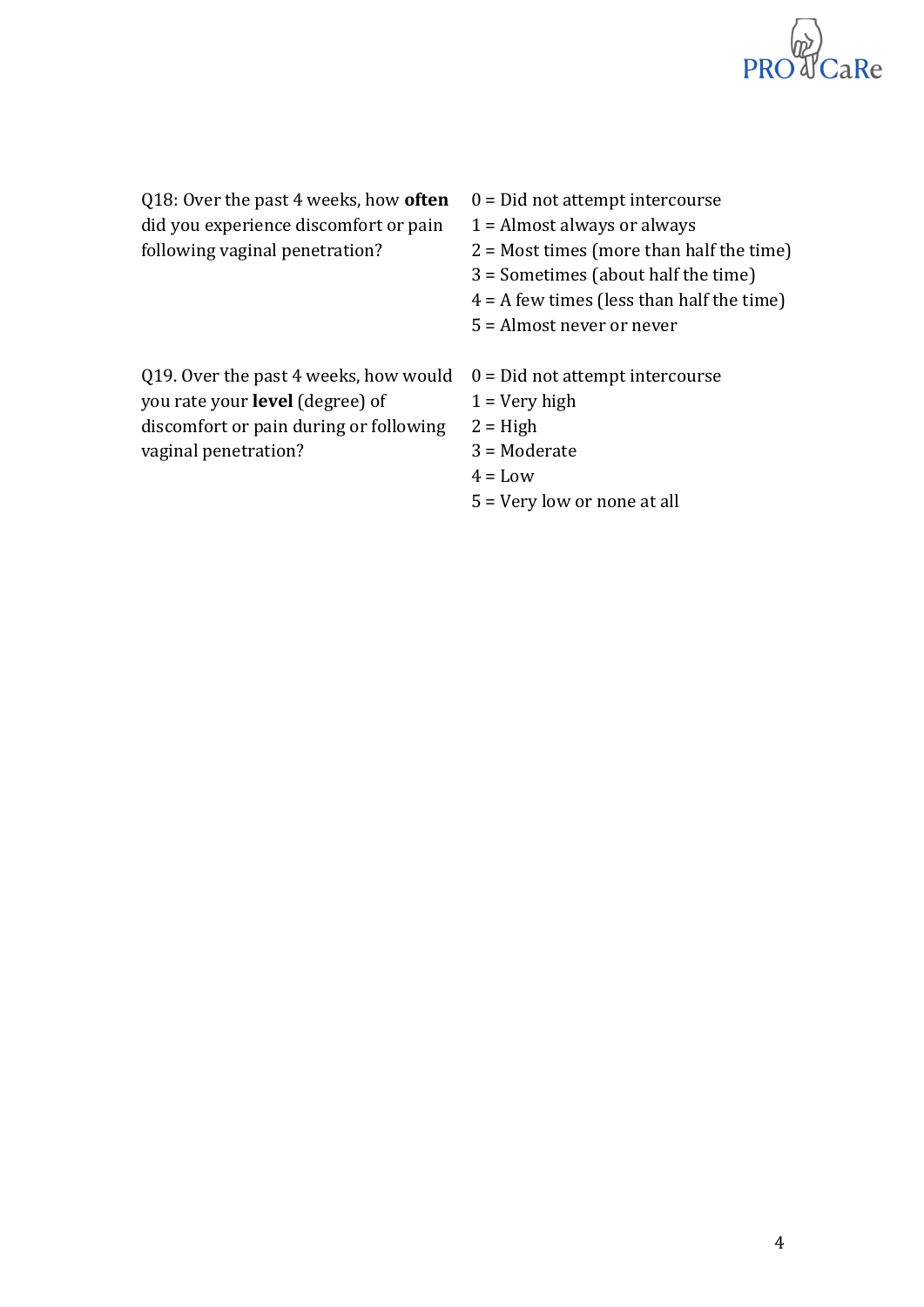Q18: Over the past 4 weeks, how **often** did you experience discomfort or pain following vaginal penetration?

0 = Did not attempt intercourse
1 = Almost always or always
2 = Most times (more than half the time)
3 = Sometimes (about half the time)
4 = A few times (less than half the time)
5 = Almost never or never

Q19. Over the past 4 weeks, how would you rate your **level** (degree) of discomfort or pain during or following vaginal penetration?

0 = Did not attempt intercourse
1 = Very high
2 = High
3 = Moderate
4 = Low
5 = Very low or none at all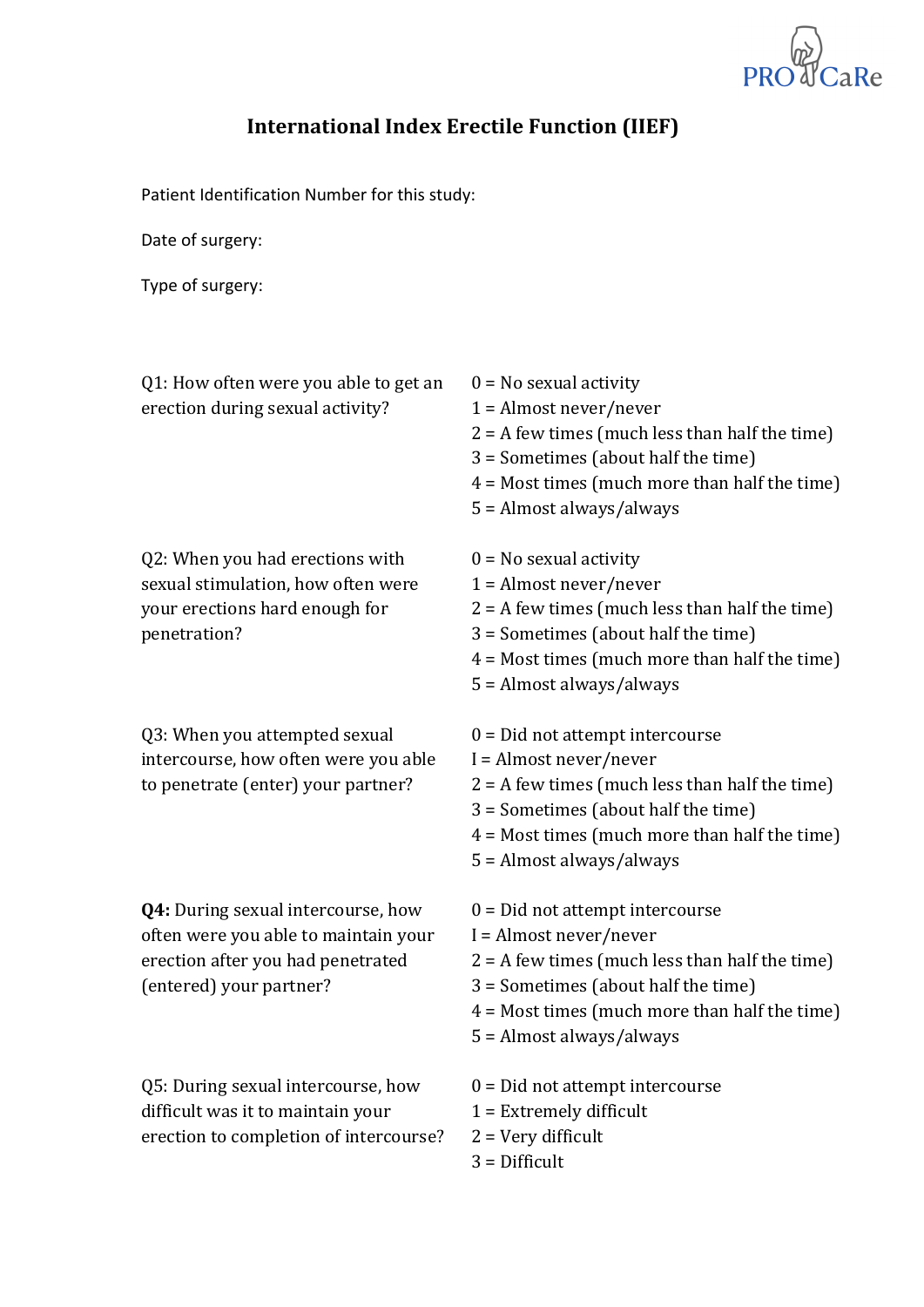PRO CaRe

# International Index Erectile Function (IIEF)

Patient Identification Number for this study:

Date of surgery:

Type of surgery:

Q1: How often were you able to get an erection during sexual activity?

0 = No sexual activity
1 = Almost never/never
2 = A few times (much less than half the time)
3 = Sometimes (about half the time)
4 = Most times (much more than half the time)
5 = Almost always/always

Q2: When you had erections with sexual stimulation, how often were your erections hard enough for penetration?

0 = No sexual activity
1 = Almost never/never
2 = A few times (much less than half the time)
3 = Sometimes (about half the time)
4 = Most times (much more than half the time)
5 = Almost always/always

Q3: When you attempted sexual intercourse, how often were you able to penetrate (enter) your partner?

0 = Did not attempt intercourse
I = Almost never/never
2 = A few times (much less than half the time)
3 = Sometimes (about half the time)
4 = Most times (much more than half the time)
5 = Almost always/always

**Q4:** During sexual intercourse, how often were you able to maintain your erection after you had penetrated (entered) your partner?

0 = Did not attempt intercourse
I = Almost never/never
2 = A few times (much less than half the time)
3 = Sometimes (about half the time)
4 = Most times (much more than half the time)
5 = Almost always/always

Q5: During sexual intercourse, how difficult was it to maintain your erection to completion of intercourse?

0 = Did not attempt intercourse
1 = Extremely difficult
2 = Very difficult
3 = Difficult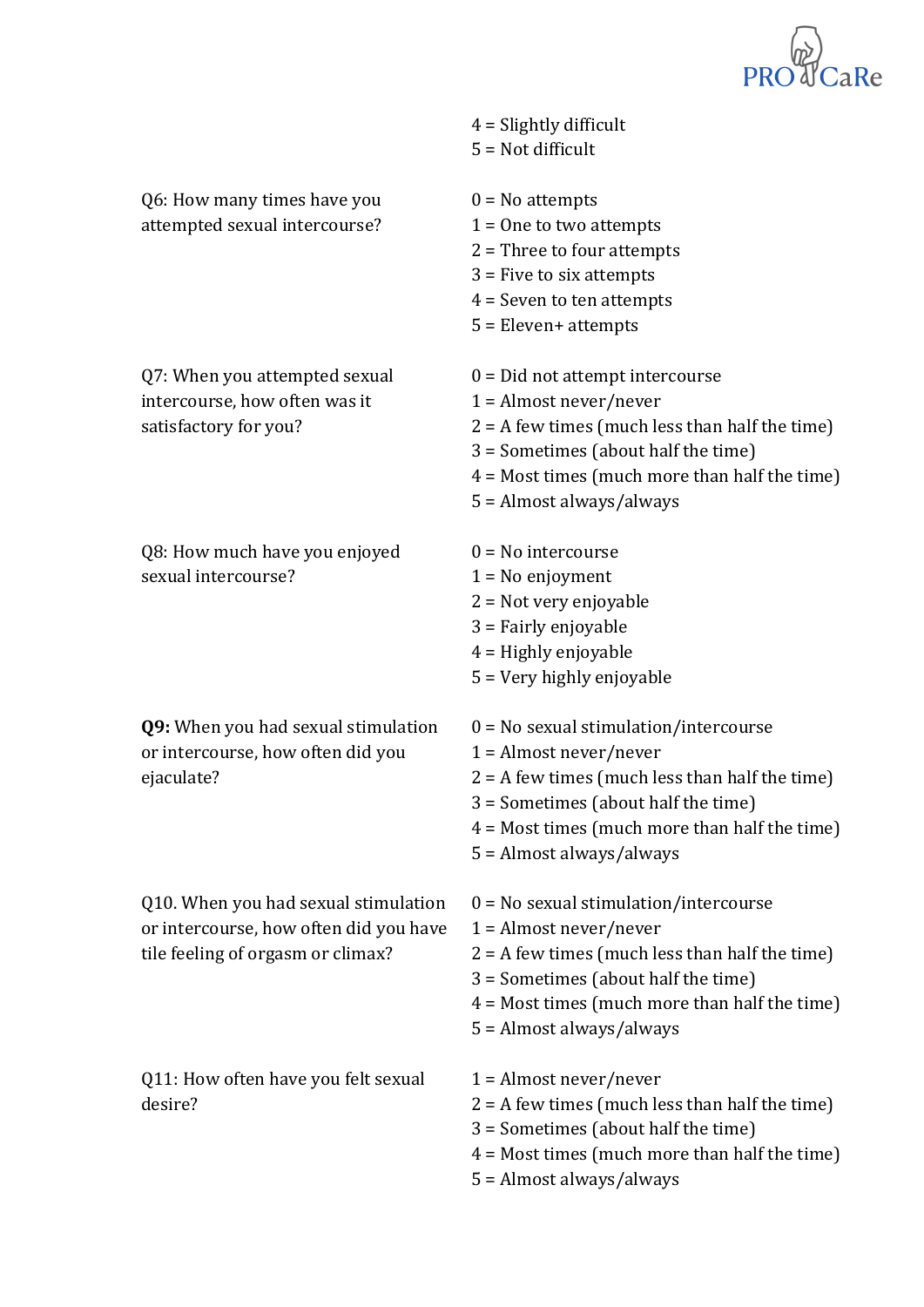| | |
|---|---|
| | 4 = Slightly difficult<br>5 = Not difficult |
| Q6: How many times have you attempted sexual intercourse? | 0 = No attempts<br>1 = One to two attempts<br>2 = Three to four attempts<br>3 = Five to six attempts<br>4 = Seven to ten attempts<br>5 = Eleven+ attempts |
| Q7: When you attempted sexual intercourse, how often was it satisfactory for you? | 0 = Did not attempt intercourse<br>1 = Almost never/never<br>2 = A few times (much less than half the time)<br>3 = Sometimes (about half the time)<br>4 = Most times (much more than half the time)<br>5 = Almost always/always |
| Q8: How much have you enjoyed sexual intercourse? | 0 = No intercourse<br>1 = No enjoyment<br>2 = Not very enjoyable<br>3 = Fairly enjoyable<br>4 = Highly enjoyable<br>5 = Very highly enjoyable |
| **Q9:** When you had sexual stimulation or intercourse, how often did you ejaculate? | 0 = No sexual stimulation/intercourse<br>1 = Almost never/never<br>2 = A few times (much less than half the time)<br>3 = Sometimes (about half the time)<br>4 = Most times (much more than half the time)<br>5 = Almost always/always |
| Q10. When you had sexual stimulation or intercourse, how often did you have tile feeling of orgasm or climax? | 0 = No sexual stimulation/intercourse<br>1 = Almost never/never<br>2 = A few times (much less than half the time)<br>3 = Sometimes (about half the time)<br>4 = Most times (much more than half the time)<br>5 = Almost always/always |
| Q11: How often have you felt sexual desire? | 1 = Almost never/never<br>2 = A few times (much less than half the time)<br>3 = Sometimes (about half the time)<br>4 = Most times (much more than half the time)<br>5 = Almost always/always |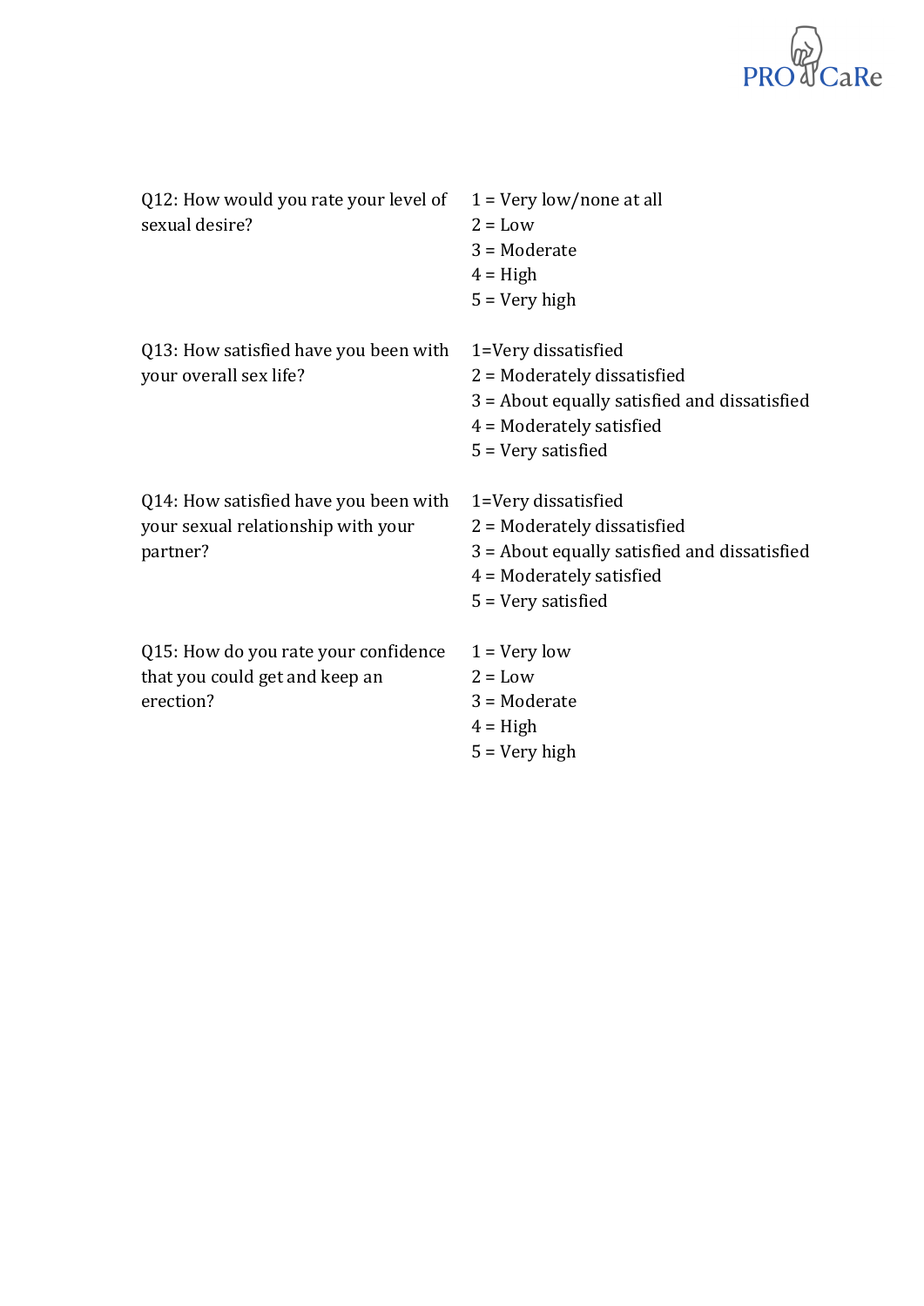| | |
|---|---|
| Q12: How would you rate your level of sexual desire? | 1 = Very low/none at all<br>2 = Low<br>3 = Moderate<br>4 = High<br>5 = Very high |
| Q13: How satisfied have you been with your overall sex life? | 1=Very dissatisfied<br>2 = Moderately dissatisfied<br>3 = About equally satisfied and dissatisfied<br>4 = Moderately satisfied<br>5 = Very satisfied |
| Q14: How satisfied have you been with your sexual relationship with your partner? | 1=Very dissatisfied<br>2 = Moderately dissatisfied<br>3 = About equally satisfied and dissatisfied<br>4 = Moderately satisfied<br>5 = Very satisfied |
| Q15: How do you rate your confidence that you could get and keep an erection? | 1 = Very low<br>2 = Low<br>3 = Moderate<br>4 = High<br>5 = Very high |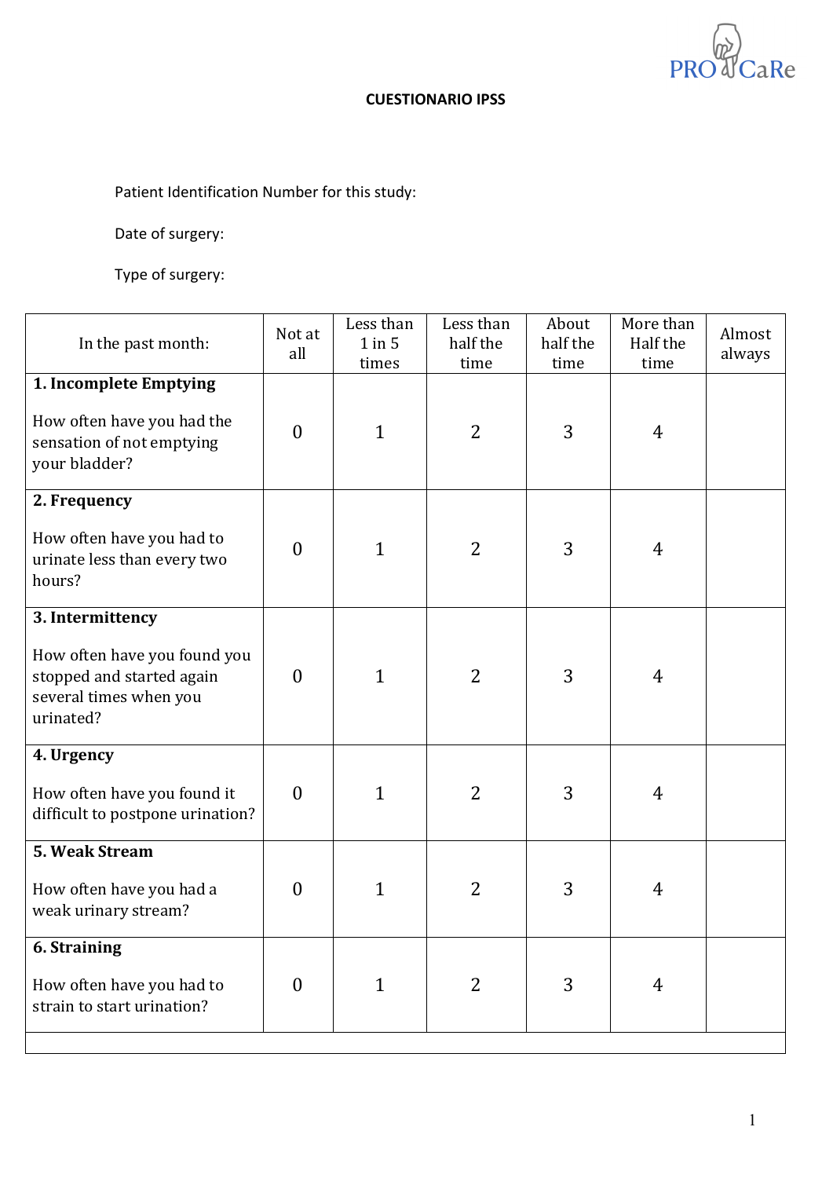PRO CaRe

**CUESTIONARIO IPSS**

Patient Identification Number for this study:

Date of surgery:

Type of surgery:

| In the past month: | Not at all | Less than 1 in 5 times | Less than half the time | About half the time | More than Half the time | Almost always |
|---|---|---|---|---|---|---|
| **1. Incomplete Emptying**<br><br>How often have you had the sensation of not emptying your bladder? | 0 | 1 | 2 | 3 | 4 | |
| **2. Frequency**<br><br>How often have you had to urinate less than every two hours? | 0 | 1 | 2 | 3 | 4 | |
| **3. Intermittency**<br><br>How often have you found you stopped and started again several times when you urinated? | 0 | 1 | 2 | 3 | 4 | |
| **4. Urgency**<br><br>How often have you found it difficult to postpone urination? | 0 | 1 | 2 | 3 | 4 | |
| **5. Weak Stream**<br><br>How often have you had a weak urinary stream? | 0 | 1 | 2 | 3 | 4 | |
| **6. Straining**<br><br>How often have you had to strain to start urination? | 0 | 1 | 2 | 3 | 4 | |
| | | | | | | |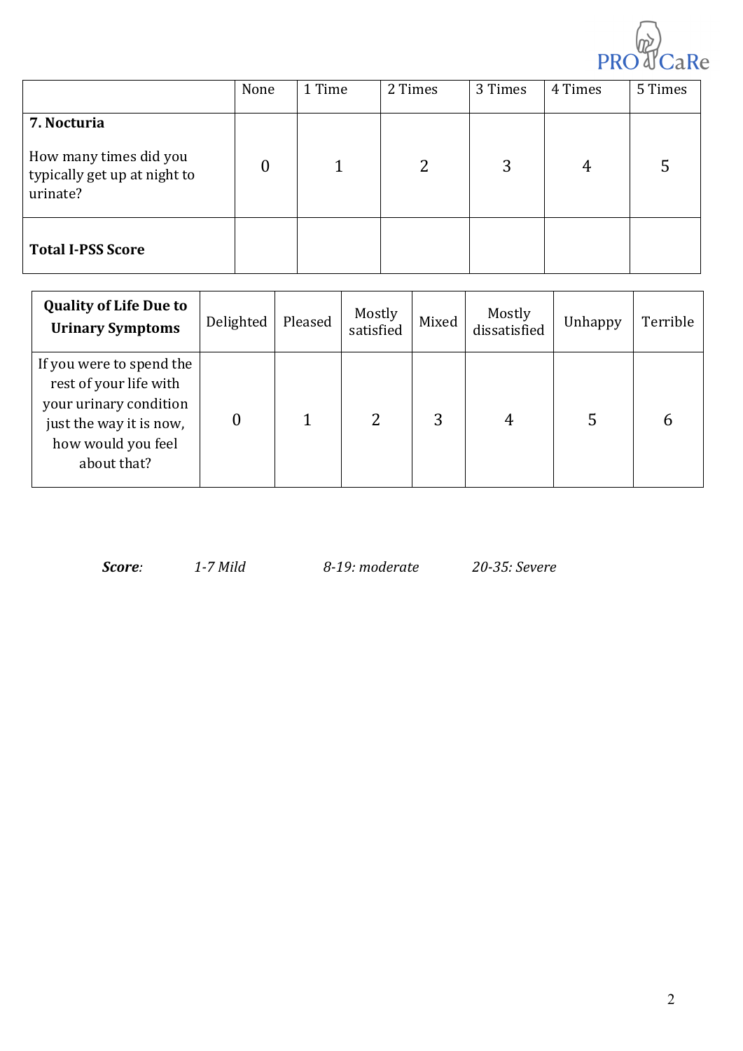| | None | 1 Time | 2 Times | 3 Times | 4 Times | 5 Times |
|---|---|---|---|---|---|---|
| **7. Nocturia**<br><br>How many times did you typically get up at night to urinate? | 0 | 1 | 2 | 3 | 4 | 5 |
| **Total I-PSS Score** | | | | | | |

| **Quality of Life Due to Urinary Symptoms** | Delighted | Pleased | Mostly satisfied | Mixed | Mostly dissatisfied | Unhappy | Terrible |
|---|---|---|---|---|---|---|---|
| If you were to spend the rest of your life with your urinary condition just the way it is now, how would you feel about that? | 0 | 1 | 2 | 3 | 4 | 5 | 6 |

***Score**:* *1-7 Mild* *8-19: moderate* *20-35: Severe*